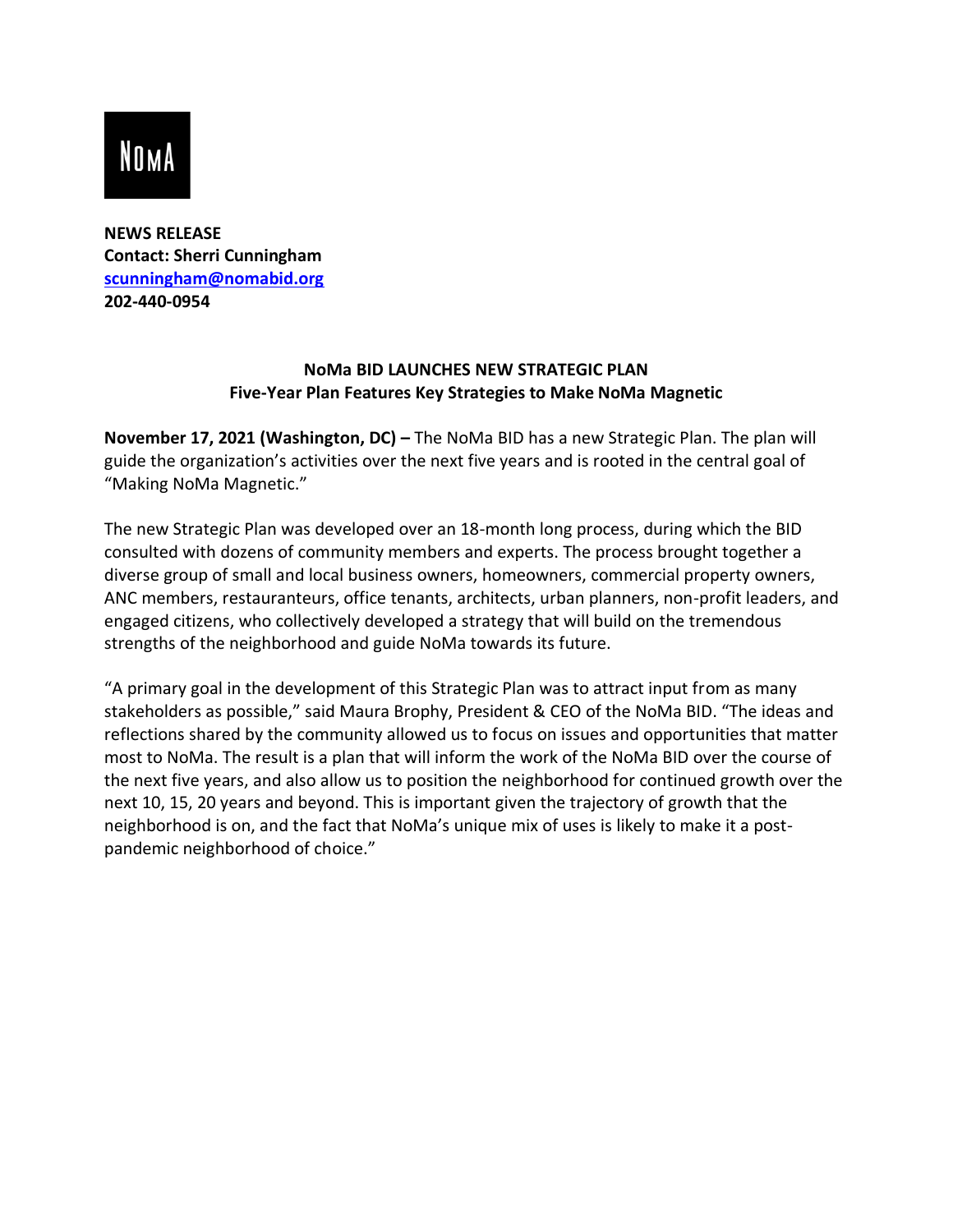NoMa

**NEWS RELEASE**
**Contact: Sherri Cunningham**
**[scunningham@nomabid.org](mailto:scunningham@nomabid.org)**
**202-440-0954**

## NoMa BID LAUNCHES NEW STRATEGIC PLAN
### Five-Year Plan Features Key Strategies to Make NoMa Magnetic

**November 17, 2021 (Washington, DC) –** The NoMa BID has a new Strategic Plan. The plan will guide the organization's activities over the next five years and is rooted in the central goal of "Making NoMa Magnetic."

The new Strategic Plan was developed over an 18-month long process, during which the BID consulted with dozens of community members and experts. The process brought together a diverse group of small and local business owners, homeowners, commercial property owners, ANC members, restauranteurs, office tenants, architects, urban planners, non-profit leaders, and engaged citizens, who collectively developed a strategy that will build on the tremendous strengths of the neighborhood and guide NoMa towards its future.

"A primary goal in the development of this Strategic Plan was to attract input from as many stakeholders as possible," said Maura Brophy, President & CEO of the NoMa BID. "The ideas and reflections shared by the community allowed us to focus on issues and opportunities that matter most to NoMa. The result is a plan that will inform the work of the NoMa BID over the course of the next five years, and also allow us to position the neighborhood for continued growth over the next 10, 15, 20 years and beyond. This is important given the trajectory of growth that the neighborhood is on, and the fact that NoMa's unique mix of uses is likely to make it a post-pandemic neighborhood of choice."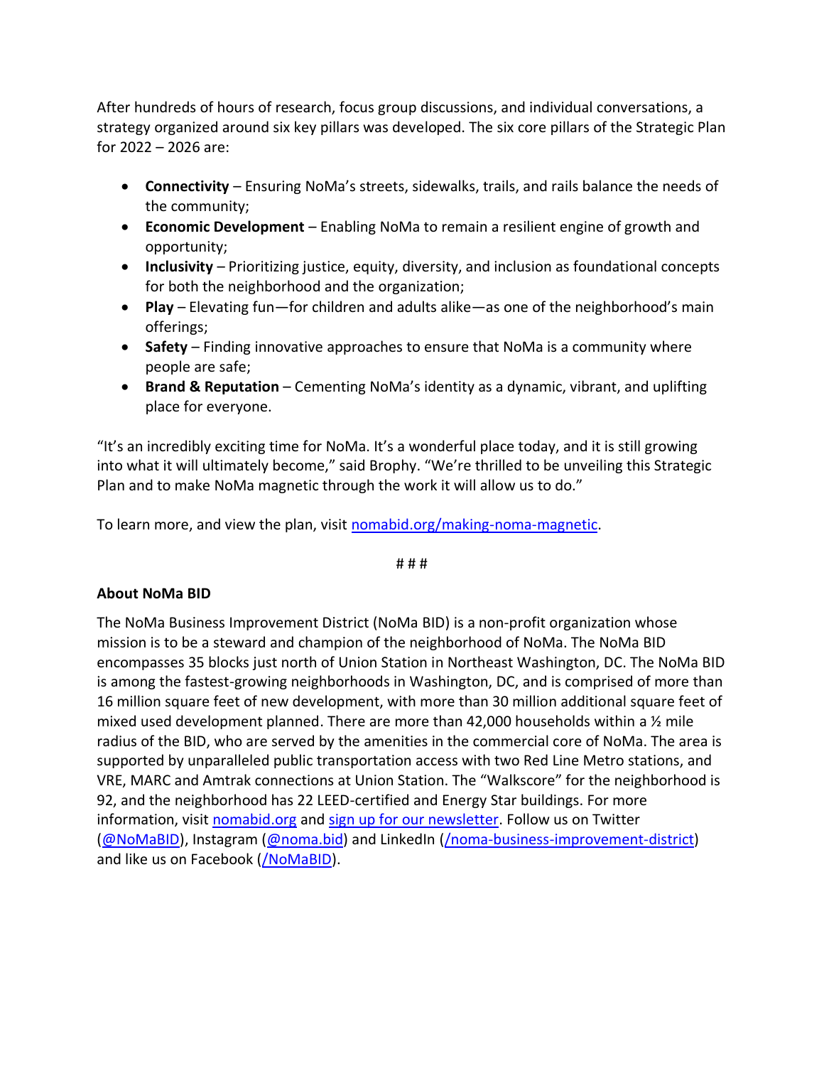After hundreds of hours of research, focus group discussions, and individual conversations, a strategy organized around six key pillars was developed. The six core pillars of the Strategic Plan for 2022 – 2026 are:

- **Connectivity** – Ensuring NoMa's streets, sidewalks, trails, and rails balance the needs of the community;
- **Economic Development** – Enabling NoMa to remain a resilient engine of growth and opportunity;
- **Inclusivity** – Prioritizing justice, equity, diversity, and inclusion as foundational concepts for both the neighborhood and the organization;
- **Play** – Elevating fun—for children and adults alike—as one of the neighborhood's main offerings;
- **Safety** – Finding innovative approaches to ensure that NoMa is a community where people are safe;
- **Brand & Reputation** – Cementing NoMa's identity as a dynamic, vibrant, and uplifting place for everyone.

"It's an incredibly exciting time for NoMa. It's a wonderful place today, and it is still growing into what it will ultimately become," said Brophy. "We're thrilled to be unveiling this Strategic Plan and to make NoMa magnetic through the work it will allow us to do."

To learn more, and view the plan, visit nomabid.org/making-noma-magnetic.

# # #

**About NoMa BID**

The NoMa Business Improvement District (NoMa BID) is a non-profit organization whose mission is to be a steward and champion of the neighborhood of NoMa. The NoMa BID encompasses 35 blocks just north of Union Station in Northeast Washington, DC. The NoMa BID is among the fastest-growing neighborhoods in Washington, DC, and is comprised of more than 16 million square feet of new development, with more than 30 million additional square feet of mixed used development planned. There are more than 42,000 households within a ½ mile radius of the BID, who are served by the amenities in the commercial core of NoMa. The area is supported by unparalleled public transportation access with two Red Line Metro stations, and VRE, MARC and Amtrak connections at Union Station. The "Walkscore" for the neighborhood is 92, and the neighborhood has 22 LEED-certified and Energy Star buildings. For more information, visit nomabid.org and sign up for our newsletter. Follow us on Twitter (@NoMaBID), Instagram (@noma.bid) and LinkedIn (/noma-business-improvement-district) and like us on Facebook (/NoMaBID).